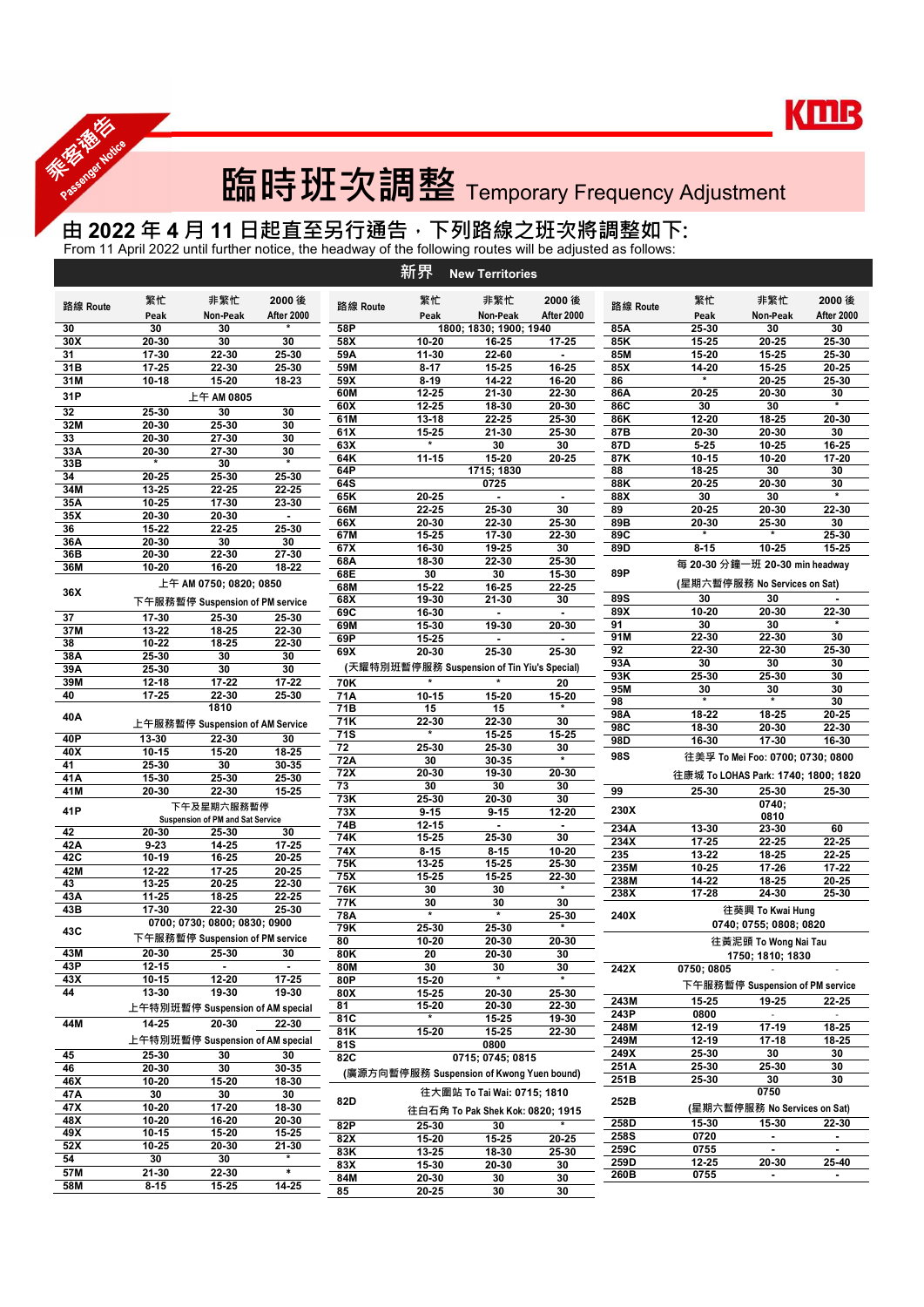乘客通告 Passenger Notice

KMB

# 臨時班次調整 Temporary Frequency Adjustment

## 由 2022 年 4 月 11 日起直至另行通告，下列路線之班次將調整如下:

From 11 April 2022 until further notice, the headway of the following routes will be adjusted as follows:

### 新界 New Territories

| 路線 Route | 繁忙 Peak | 非繁忙 Non-Peak | 2000 後 After 2000 |
|---|---|---|---|
| 30 | 30 | 30 | * |
| 30X | 20-30 | 30 | 30 |
| 31 | 17-30 | 22-30 | 25-30 |
| 31B | 17-25 | 22-30 | 25-30 |
| 31M | 10-18 | 15-20 | 18-23 |
| 31P | 上午 AM 0805 | | |
| 32 | 25-30 | 30 | 30 |
| 32M | 20-30 | 25-30 | 30 |
| 33 | 20-30 | 27-30 | 30 |
| 33A | 20-30 | 27-30 | 30 |
| 33B | * | 30 | * |
| 34 | 20-25 | 25-30 | 25-30 |
| 34M | 13-25 | 22-25 | 22-25 |
| 35A | 10-25 | 17-30 | 23-30 |
| 35X | 20-30 | 20-30 | - |
| 36 | 15-22 | 22-25 | 25-30 |
| 36A | 20-30 | 30 | 30 |
| 36B | 20-30 | 22-30 | 27-30 |
| 36M | 10-20 | 16-20 | 16-22 |
| 36X | 上午 AM 0750; 0820; 0850<br>下午服務暫停 Suspension of PM service | | |
| 37 | 17-30 | 25-30 | 25-30 |
| 37M | 13-22 | 18-25 | 22-30 |
| 38 | 10-22 | 18-25 | 22-30 |
| 38A | 25-30 | 30 | 30 |
| 39A | 25-30 | 30 | 30 |
| 39M | 12-18 | 17-22 | 17-22 |
| 40 | 17-25 | 22-30 | 25-30 |
| 40A | 1810<br>上午服務暫停 Suspension of AM Service | | |
| 40P | 13-30 | 22-30 | 30 |
| 40X | 10-15 | 15-20 | 18-25 |
| 41 | 25-30 | 30 | 30-35 |
| 41A | 15-30 | 25-30 | 25-30 |
| 41M | 20-30 | 22-30 | 15-25 |
| 41P | 下午及星期六服務暫停<br>Suspension of PM and Sat Service | | |
| 42 | 20-30 | 25-30 | 30 |
| 42A | 9-23 | 14-25 | 17-25 |
| 42C | 10-19 | 16-25 | 20-25 |
| 42M | 12-22 | 17-25 | 20-25 |
| 43 | 13-25 | 20-25 | 22-30 |
| 43A | 11-25 | 18-25 | 22-25 |
| 43B | 17-30 | 22-30 | 25-30 |
| 43C | 0700; 0730; 0800; 0830; 0900<br>下午服務暫停 Suspension of PM service | | |
| 43M | 20-30 | 25-30 | 30 |
| 43P | 12-15 | - | - |
| 43X | 10-15 | 12-20 | 17-25 |
| 44 | 13-30 | 19-30 | 19-30 |
| | 上午特別班暫停 Suspension of AM special | | |
| 44M | 14-25 | 20-30 | 22-30 |
| | 上午特別班暫停 Suspension of AM special | | |
| 45 | 25-30 | 30 | 30 |
| 46 | 20-30 | 30 | 30-35 |
| 46X | 10-20 | 15-20 | 18-30 |
| 47A | 30 | 30 | 30 |
| 47X | 10-20 | 17-20 | 18-30 |
| 48X | 10-20 | 16-20 | 20-30 |
| 49X | 10-15 | 15-20 | 15-25 |
| 52X | 10-25 | 20-30 | 21-30 |
| 54 | 30 | 30 | * |
| 57M | 21-30 | 22-30 | * |
| 58M | 8-15 | 15-25 | 14-25 |

| 路線 Route | 繁忙 Peak | 非繁忙 Non-Peak | 2000 後 After 2000 |
|---|---|---|---|
| 58P | 1800; 1830; 1900; 1940 | | |
| 58X | 10-20 | 16-25 | 17-25 |
| 59A | 11-30 | 22-60 | - |
| 59M | 8-17 | 15-25 | 16-25 |
| 59X | 8-19 | 14-22 | 16-20 |
| 60M | 12-25 | 21-30 | 22-30 |
| 60X | 12-25 | 18-30 | 20-30 |
| 61M | 13-18 | 22-25 | 25-30 |
| 61X | 15-25 | 21-30 | 25-30 |
| 63X | * | 30 | 30 |
| 64K | 11-15 | 15-20 | 20-25 |
| 64P | 1715; 1830 | | |
| 64S | 0725 | | |
| 65K | 20-25 | - | - |
| 66M | 22-25 | 25-30 | 30 |
| 66X | 20-30 | 22-30 | 25-30 |
| 67M | 15-25 | 17-30 | 22-30 |
| 67X | 16-30 | 19-25 | 30 |
| 68A | 18-30 | 22-30 | 25-30 |
| 68E | 30 | 30 | 15-30 |
| 68M | 15-22 | 16-25 | 22-25 |
| 68X | 19-30 | 21-30 | 30 |
| 69C | 16-30 | - | - |
| 69M | 15-30 | 19-30 | 20-30 |
| 69P | 15-25 | - | - |
| 69X | 20-30 | 25-30 | 25-30 |
| | (天耀特別班暫停服務 Suspension of Tin Yiu's Special) | | |
| 70K | * | * | 20 |
| 71A | 10-15 | 15-20 | 15-20 |
| 71B | 15 | 15 | * |
| 71K | 22-30 | 22-30 | 30 |
| 71S | * | 15-25 | 15-25 |
| 72 | 25-30 | 25-30 | 30 |
| 72A | 30 | 30-35 | * |
| 72X | 20-30 | 19-30 | 20-30 |
| 73 | 30 | 30 | 30 |
| 73K | 25-30 | 20-30 | 30 |
| 73X | 9-15 | 9-15 | 12-20 |
| 74B | 12-15 | - | - |
| 74K | 15-25 | 25-30 | 30 |
| 74X | 8-15 | 8-15 | 10-20 |
| 75K | 13-25 | 15-25 | 25-30 |
| 75X | 15-25 | 15-25 | 22-30 |
| 76K | 30 | 30 | * |
| 77K | 30 | 30 | 30 |
| 78A | * | * | 25-30 |
| 79K | 25-30 | 25-30 | * |
| 80 | 10-20 | 20-30 | 20-30 |
| 80K | 20 | 20-30 | 30 |
| 80M | 30 | 30 | 30 |
| 80P | 15-20 | * | * |
| 80X | 15-25 | 20-30 | 25-30 |
| 81 | 15-20 | 20-30 | 22-30 |
| 81C | * | 15-25 | 19-30 |
| 81K | 15-20 | 15-25 | 22-30 |
| 81S | 0800 | | |
| 82C | 0715; 0745; 0815<br>(廣源方向暫停服務 Suspension of Kwong Yuen bound) | | |
| 82D | 往大圍站 To Tai Wai: 0715; 1810<br>往白石角 To Pak Shek Kok: 0820; 1915 | | |
| 82P | 25-30 | 30 | * |
| 82X | 15-20 | 15-25 | 20-25 |
| 83K | 13-25 | 18-30 | 25-30 |
| 83X | 15-30 | 20-30 | 30 |
| 84M | 20-30 | 30 | 30 |
| 85 | 20-25 | 30 | 30 |

| 路線 Route | 繁忙 Peak | 非繁忙 Non-Peak | 2000 後 After 2000 |
|---|---|---|---|
| 85A | 25-30 | 30 | 30 |
| 85K | 15-25 | 20-25 | 25-30 |
| 85M | 15-20 | 15-25 | 25-30 |
| 85X | 14-20 | 15-25 | 20-25 |
| 86 | * | 20-25 | 25-30 |
| 86A | 20-25 | 20-30 | 30 |
| 86C | 30 | 30 | * |
| 86K | 12-20 | 18-25 | 20-30 |
| 87B | 20-30 | 20-30 | 30 |
| 87D | 5-25 | 10-25 | 16-25 |
| 87K | 10-15 | 10-20 | 17-20 |
| 88 | 18-25 | 30 | 30 |
| 88K | 20-25 | 20-30 | 30 |
| 88X | 30 | 30 | * |
| 89 | 20-25 | 20-30 | 22-30 |
| 89B | 20-30 | 25-30 | 30 |
| 89C | * | * | 25-30 |
| 89D | 8-15 | 10-25 | 15-25 |
| 89P | 每 20-30 分鐘一班 20-30 min headway<br>(星期六暫停服務 No Services on Sat) | | |
| 89S | 30 | 30 | - |
| 89X | 10-20 | 20-30 | 22-30 |
| 91 | 30 | 30 | * |
| 91M | 22-30 | 22-30 | 30 |
| 92 | 22-30 | 22-30 | 25-30 |
| 93A | 30 | 30 | 30 |
| 93K | 25-30 | 25-30 | 30 |
| 95M | 30 | 30 | 30 |
| 98 | * | * | 30 |
| 98A | 18-22 | 18-25 | 20-25 |
| 98C | 18-30 | 20-30 | 22-30 |
| 98D | 16-30 | 17-30 | 16-30 |
| 98S | 往美孚 To Mei Foo: 0700; 0730; 0800<br>往康城 To LOHAS Park: 1740; 1800; 1820 | | |
| 99 | 25-30 | 25-30 | 25-30 |
| 230X | 0740;<br>0810 | | |
| 234A | 13-30 | 23-30 | 60 |
| 234X | 17-25 | 22-25 | 22-25 |
| 235 | 13-22 | 18-25 | 22-25 |
| 235M | 10-25 | 17-26 | 17-22 |
| 238M | 14-22 | 18-25 | 20-25 |
| 238X | 17-28 | 24-30 | 25-30 |
| 240X | 往葵興 To Kwai Hung<br>0740; 0755; 0808; 0820 | | |
| 242X | 往黃泥頭 To Wong Nai Tau<br>1750; 1810; 1830 | | |
| | 0750; 0805 | - | - |
| | 下午服務暫停 Suspension of PM service | | |
| 243M | 15-25 | 19-25 | 22-25 |
| 243P | 0800 | - | - |
| 248M | 12-19 | 17-19 | 18-25 |
| 249M | 12-19 | 17-18 | 18-25 |
| 249X | 25-30 | 30 | 30 |
| 251A | 25-30 | 25-30 | 30 |
| 251B | 25-30 | 30 | 30 |
| 252B | 0750<br>(星期六暫停服務 No Services on Sat) | | |
| 258D | 15-30 | 15-30 | 22-30 |
| 258S | 0720 | - | - |
| 259C | 0755 | - | - |
| 259D | 12-25 | 20-30 | 25-40 |
| 260B | 0755 | - | - |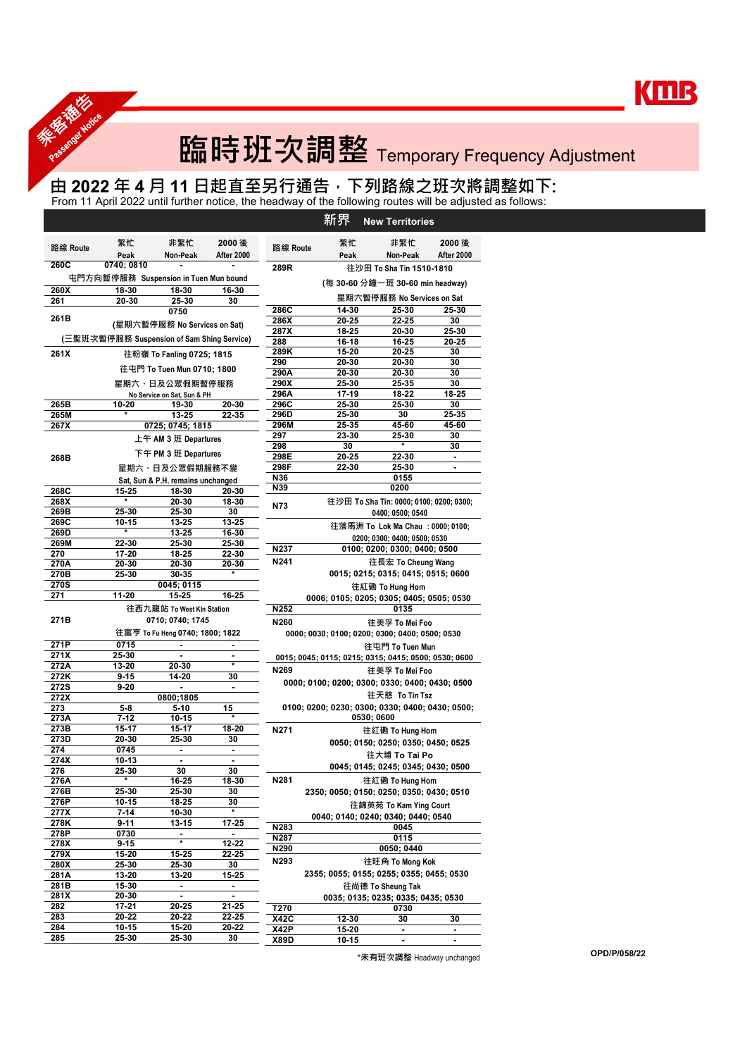乘客通告 Passenger Notice

KMB

# 臨時班次調整 Temporary Frequency Adjustment

## 由 2022 年 4 月 11 日起直至另行通告，下列路線之班次將調整如下:

From 11 April 2022 until further notice, the headway of the following routes will be adjusted as follows:

### 新界 New Territories

| 路線 Route | 繁忙 Peak | 非繁忙 Non-Peak | 2000 後 After 2000 |
|---|---|---|---|
| 260C | 0740; 0810 | - | - |
| | 屯門方向暫停服務 Suspension in Tuen Mun bound | | |
| 260X | 18-30 | 18-30 | 16-30 |
| 261 | 20-30 | 25-30 | 30 |
| 261B | 0750 | | |
| | (星期六暫停服務 No Services on Sat) | | |
| | (三聖班次暫停服務 Suspension of Sam Shing Service) | | |
| 261X | 往粉嶺 To Fanling 0725; 1815 | | |
| | 往屯門 To Tuen Mun 0710; 1800 | | |
| | 星期六、日及公眾假期暫停服務 No Service on Sat, Sun & PH | | |
| 265B | 10-20 | 19-30 | 20-30 |
| 265M | * | 13-25 | 22-35 |
| 267X | 0725; 0745; 1815 | | |
| 268B | 上午 AM 3 班 Departures | | |
| | 下午 PM 3 班 Departures | | |
| | 星期六、日及公眾假期服務不變 Sat, Sun & P.H. remains unchanged | | |
| 268C | 15-25 | 18-30 | 20-30 |
| 268X | * | 20-30 | 18-30 |
| 269B | 25-30 | 25-30 | 30 |
| 269C | 10-15 | 13-25 | 13-25 |
| 269D | * | 13-25 | 16-30 |
| 269M | 22-30 | 25-30 | 25-30 |
| 270 | 17-20 | 18-25 | 22-30 |
| 270A | 20-30 | 20-30 | 20-30 |
| 270B | 25-30 | 30-35 | * |
| 270S | 0045; 0115 | | |
| 271 | 11-20 | 15-25 | 16-25 |
| 271B | 往西九龍站 To West Kln Station 0710; 0740; 1745 | | |
| | 往富亨 To Fu Heng 0740; 1800; 1822 | | |
| 271P | 0715 | - | - |
| 271X | 25-30 | - | - |
| 272A | 13-20 | 20-30 | * |
| 272K | 9-15 | 14-20 | 30 |
| 272S | 9-20 | - | - |
| 272X | 0800;1805 | | |
| 273 | 5-8 | 5-10 | 15 |
| 273A | 7-12 | 10-15 | * |
| 273B | 15-17 | 15-17 | 18-20 |
| 273D | 20-30 | 25-30 | 30 |
| 274 | 0745 | - | - |
| 274X | 10-13 | - | - |
| 276 | 25-30 | 30 | 30 |
| 276A | * | 16-25 | 18-30 |
| 276B | 25-30 | 25-30 | 30 |
| 276P | 10-15 | 18-25 | 30 |
| 277X | 7-14 | 10-30 | * |
| 278K | 9-11 | 13-15 | 17-25 |
| 278P | 0730 | - | - |
| 278X | 9-15 | * | 12-22 |
| 279X | 15-20 | 15-25 | 22-25 |
| 280X | 25-30 | 25-30 | 30 |
| 281A | 13-20 | 13-20 | 15-25 |
| 281B | 15-30 | - | - |
| 281X | 20-30 | - | - |
| 282 | 17-21 | 20-25 | 21-25 |
| 283 | 20-22 | 20-22 | 22-25 |
| 284 | 10-15 | 15-20 | 20-22 |
| 285 | 25-30 | 25-30 | 30 |

| 路線 Route | 繁忙 Peak | 非繁忙 Non-Peak | 2000 後 After 2000 |
|---|---|---|---|
| 289R | 往沙田 To Sha Tin 1510-1810 | | |
| | (每 30-60 分鐘一班 30-60 min headway) | | |
| | 星期六暫停服務 No Services on Sat | | |
| 286C | 14-30 | 25-30 | 25-30 |
| 286X | 20-25 | 22-25 | 30 |
| 287X | 18-25 | 20-30 | 25-30 |
| 288 | 16-18 | 16-25 | 20-25 |
| 289K | 15-20 | 20-25 | 30 |
| 290 | 20-30 | 20-30 | 30 |
| 290A | 20-30 | 20-30 | 30 |
| 290X | 25-30 | 25-35 | 30 |
| 296A | 17-19 | 18-22 | 18-25 |
| 296C | 25-30 | 25-30 | 30 |
| 296D | 25-30 | 30 | 25-35 |
| 296M | 25-35 | 45-60 | 45-60 |
| 297 | 23-30 | 25-30 | 30 |
| 298 | 30 | * | 30 |
| 298E | 20-25 | 22-30 | - |
| 298F | 22-30 | 25-30 | - |
| N36 | 0155 | | |
| N39 | 0200 | | |
| N73 | 往沙田 To Sha Tin: 0000; 0100; 0200; 0300; 0400; 0500; 0540 | | |
| | 往落馬洲 To Lok Ma Chau : 0000; 0100; 0200; 0300; 0400; 0500; 0530 | | |
| N237 | 0100; 0200; 0300; 0400; 0500 | | |
| N241 | 往長宏 To Cheung Wang 0015; 0215; 0315; 0415; 0515; 0600 | | |
| | 往紅磡 To Hung Hom 0006; 0105; 0205; 0305; 0405; 0505; 0530 | | |
| N252 | 0135 | | |
| N260 | 往美孚 To Mei Foo 0000; 0030; 0100; 0200; 0300; 0400; 0500; 0530 | | |
| | 往屯門 To Tuen Mun 0015; 0045; 0115; 0215; 0315; 0415; 0500; 0530; 0600 | | |
| N269 | 往美孚 To Mei Foo 0000; 0100; 0200; 0300; 0330; 0400; 0430; 0500 | | |
| | 往天慈 To Tin Tsz 0100; 0200; 0230; 0300; 0330; 0400; 0430; 0500; 0530; 0600 | | |
| N271 | 往紅磡 To Hung Hom 0050; 0150; 0250; 0350; 0450; 0525 | | |
| | 往大埔 To Tai Po 0045; 0145; 0245; 0345; 0430; 0500 | | |
| N281 | 往紅磡 To Hung Hom 2350; 0050; 0150; 0250; 0350; 0430; 0510 | | |
| | 往錦英苑 To Kam Ying Court 0040; 0140; 0240; 0340; 0440; 0540 | | |
| N283 | 0045 | | |
| N287 | 0115 | | |
| N290 | 0050; 0440 | | |
| N293 | 往旺角 To Mong Kok 2355; 0055; 0155; 0255; 0355; 0455; 0530 | | |
| | 往尚德 To Sheung Tak 0035; 0135; 0235; 0335; 0435; 0530 | | |
| T270 | 0730 | | |
| X42C | 12-30 | 30 | 30 |
| X42P | 15-20 | - | - |
| X89D | 10-15 | - | - |

*未有班次調整 Headway unchanged

OPD/P/058/22